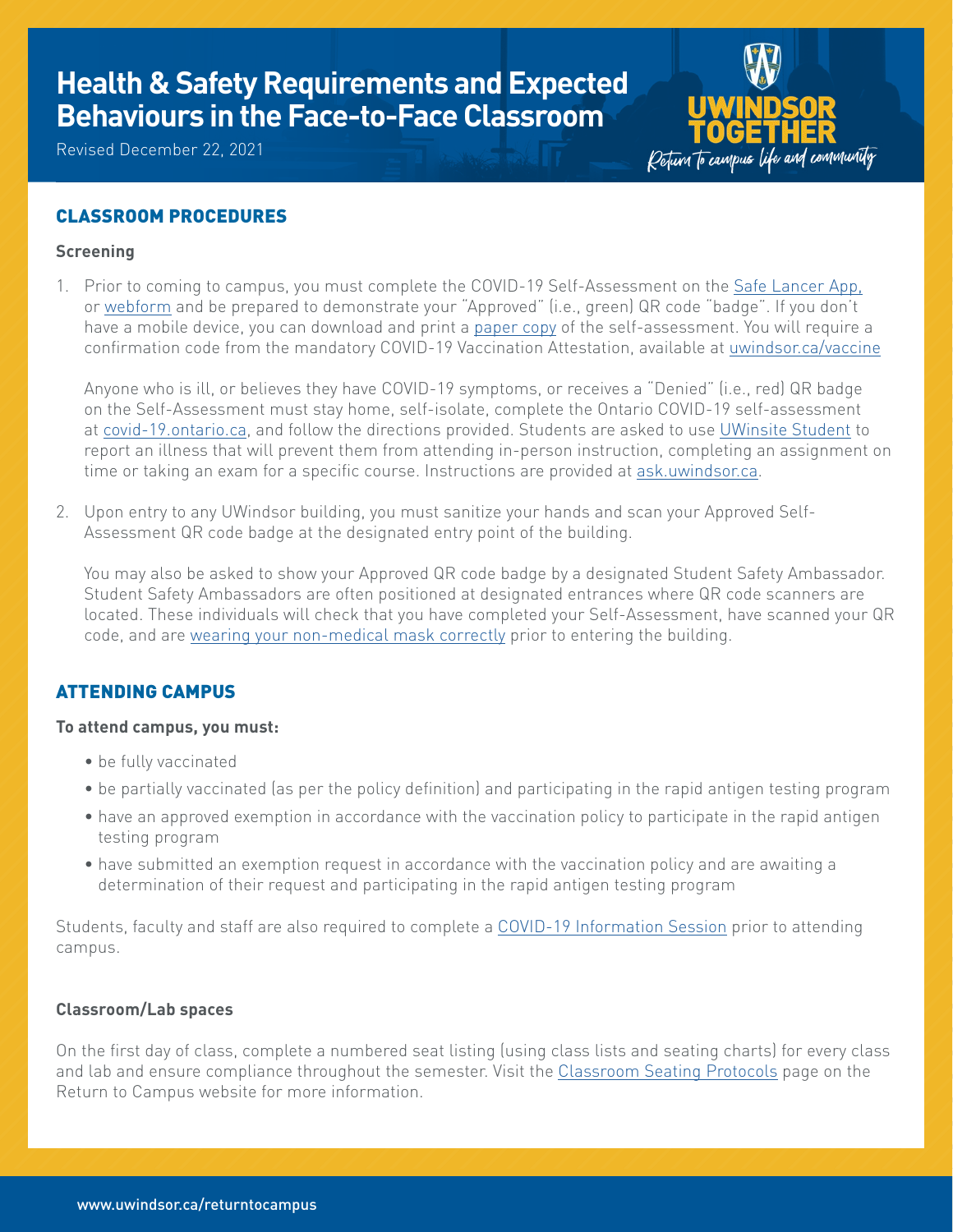# Health & Safety Requirements and Expected Behaviours in the Face-to-Face Classroom

Revised December 22, 2021

UWINDSOR TOGETHER
Return to campus life and community

## CLASSROOM PROCEDURES

### Screening

1. Prior to coming to campus, you must complete the COVID-19 Self-Assessment on the Safe Lancer App, or webform and be prepared to demonstrate your "Approved" (i.e., green) QR code "badge". If you don't have a mobile device, you can download and print a paper copy of the self-assessment. You will require a confirmation code from the mandatory COVID-19 Vaccination Attestation, available at uwindsor.ca/vaccine

   Anyone who is ill, or believes they have COVID-19 symptoms, or receives a "Denied" (i.e., red) QR badge on the Self-Assessment must stay home, self-isolate, complete the Ontario COVID-19 self-assessment at covid-19.ontario.ca, and follow the directions provided. Students are asked to use UWinsite Student to report an illness that will prevent them from attending in-person instruction, completing an assignment on time or taking an exam for a specific course. Instructions are provided at ask.uwindsor.ca.

2. Upon entry to any UWindsor building, you must sanitize your hands and scan your Approved Self-Assessment QR code badge at the designated entry point of the building.

   You may also be asked to show your Approved QR code badge by a designated Student Safety Ambassador. Student Safety Ambassadors are often positioned at designated entrances where QR code scanners are located. These individuals will check that you have completed your Self-Assessment, have scanned your QR code, and are wearing your non-medical mask correctly prior to entering the building.

## ATTENDING CAMPUS

**To attend campus, you must:**

- be fully vaccinated
- be partially vaccinated (as per the policy definition) and participating in the rapid antigen testing program
- have an approved exemption in accordance with the vaccination policy to participate in the rapid antigen testing program
- have submitted an exemption request in accordance with the vaccination policy and are awaiting a determination of their request and participating in the rapid antigen testing program

Students, faculty and staff are also required to complete a COVID-19 Information Session prior to attending campus.

### Classroom/Lab spaces

On the first day of class, complete a numbered seat listing (using class lists and seating charts) for every class and lab and ensure compliance throughout the semester. Visit the Classroom Seating Protocols page on the Return to Campus website for more information.

www.uwindsor.ca/returntocampus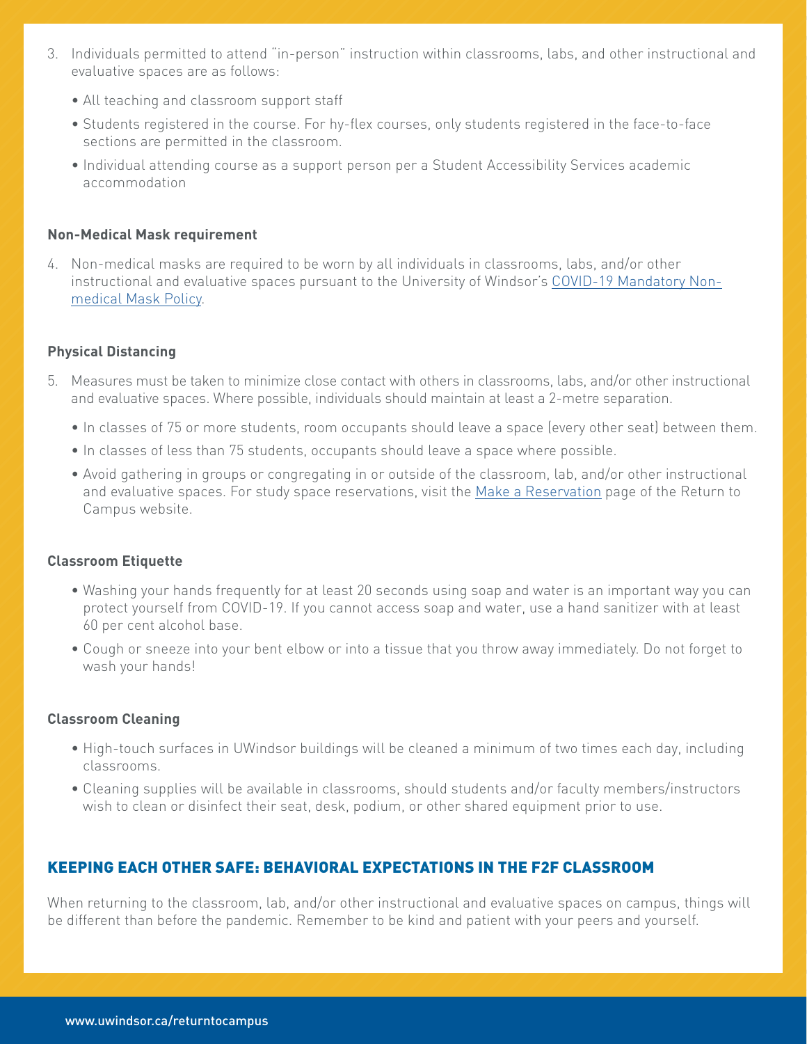3. Individuals permitted to attend "in-person" instruction within classrooms, labs, and other instructional and evaluative spaces are as follows:
   - All teaching and classroom support staff
   - Students registered in the course. For hy-flex courses, only students registered in the face-to-face sections are permitted in the classroom.
   - Individual attending course as a support person per a Student Accessibility Services academic accommodation

**Non-Medical Mask requirement**

4. Non-medical masks are required to be worn by all individuals in classrooms, labs, and/or other instructional and evaluative spaces pursuant to the University of Windsor's COVID-19 Mandatory Non-medical Mask Policy.

**Physical Distancing**

5. Measures must be taken to minimize close contact with others in classrooms, labs, and/or other instructional and evaluative spaces. Where possible, individuals should maintain at least a 2-metre separation.
   - In classes of 75 or more students, room occupants should leave a space (every other seat) between them.
   - In classes of less than 75 students, occupants should leave a space where possible.
   - Avoid gathering in groups or congregating in or outside of the classroom, lab, and/or other instructional and evaluative spaces. For study space reservations, visit the Make a Reservation page of the Return to Campus website.

**Classroom Etiquette**

- Washing your hands frequently for at least 20 seconds using soap and water is an important way you can protect yourself from COVID-19. If you cannot access soap and water, use a hand sanitizer with at least 60 per cent alcohol base.
- Cough or sneeze into your bent elbow or into a tissue that you throw away immediately. Do not forget to wash your hands!

**Classroom Cleaning**

- High-touch surfaces in UWindsor buildings will be cleaned a minimum of two times each day, including classrooms.
- Cleaning supplies will be available in classrooms, should students and/or faculty members/instructors wish to clean or disinfect their seat, desk, podium, or other shared equipment prior to use.

## KEEPING EACH OTHER SAFE: BEHAVIORAL EXPECTATIONS IN THE F2F CLASSROOM

When returning to the classroom, lab, and/or other instructional and evaluative spaces on campus, things will be different than before the pandemic. Remember to be kind and patient with your peers and yourself.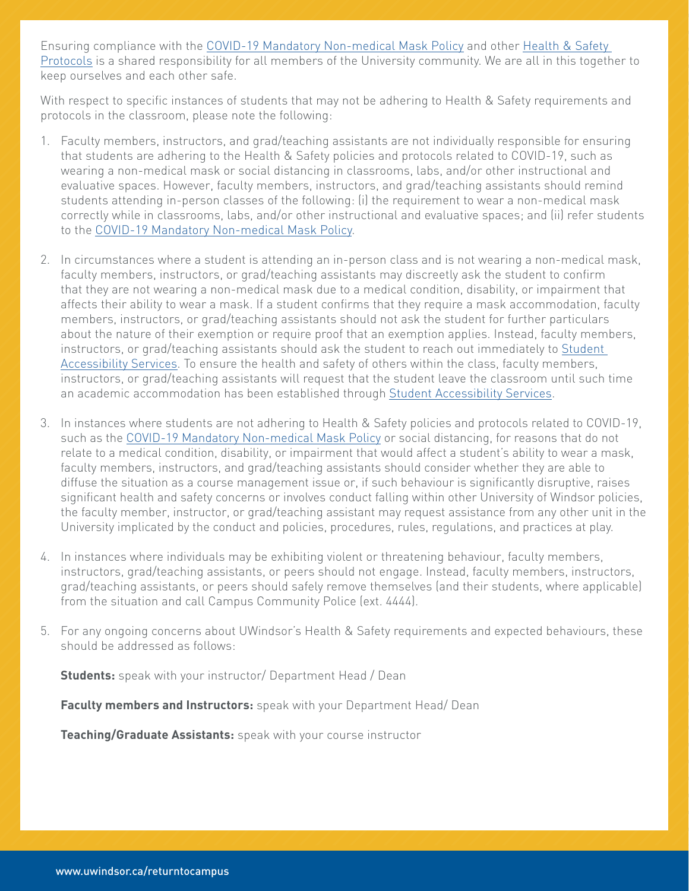Ensuring compliance with the COVID-19 Mandatory Non-medical Mask Policy and other Health & Safety Protocols is a shared responsibility for all members of the University community. We are all in this together to keep ourselves and each other safe.

With respect to specific instances of students that may not be adhering to Health & Safety requirements and protocols in the classroom, please note the following:

1. Faculty members, instructors, and grad/teaching assistants are not individually responsible for ensuring that students are adhering to the Health & Safety policies and protocols related to COVID-19, such as wearing a non-medical mask or social distancing in classrooms, labs, and/or other instructional and evaluative spaces. However, faculty members, instructors, and grad/teaching assistants should remind students attending in-person classes of the following: (i) the requirement to wear a non-medical mask correctly while in classrooms, labs, and/or other instructional and evaluative spaces; and (ii) refer students to the COVID-19 Mandatory Non-medical Mask Policy.

2. In circumstances where a student is attending an in-person class and is not wearing a non-medical mask, faculty members, instructors, or grad/teaching assistants may discreetly ask the student to confirm that they are not wearing a non-medical mask due to a medical condition, disability, or impairment that affects their ability to wear a mask. If a student confirms that they require a mask accommodation, faculty members, instructors, or grad/teaching assistants should not ask the student for further particulars about the nature of their exemption or require proof that an exemption applies. Instead, faculty members, instructors, or grad/teaching assistants should ask the student to reach out immediately to Student Accessibility Services. To ensure the health and safety of others within the class, faculty members, instructors, or grad/teaching assistants will request that the student leave the classroom until such time an academic accommodation has been established through Student Accessibility Services.

3. In instances where students are not adhering to Health & Safety policies and protocols related to COVID-19, such as the COVID-19 Mandatory Non-medical Mask Policy or social distancing, for reasons that do not relate to a medical condition, disability, or impairment that would affect a student's ability to wear a mask, faculty members, instructors, and grad/teaching assistants should consider whether they are able to diffuse the situation as a course management issue or, if such behaviour is significantly disruptive, raises significant health and safety concerns or involves conduct falling within other University of Windsor policies, the faculty member, instructor, or grad/teaching assistant may request assistance from any other unit in the University implicated by the conduct and policies, procedures, rules, regulations, and practices at play.

4. In instances where individuals may be exhibiting violent or threatening behaviour, faculty members, instructors, grad/teaching assistants, or peers should not engage. Instead, faculty members, instructors, grad/teaching assistants, or peers should safely remove themselves (and their students, where applicable) from the situation and call Campus Community Police (ext. 4444).

5. For any ongoing concerns about UWindsor's Health & Safety requirements and expected behaviours, these should be addressed as follows:

   **Students:** speak with your instructor/ Department Head / Dean

   **Faculty members and Instructors:** speak with your Department Head/ Dean

   **Teaching/Graduate Assistants:** speak with your course instructor

www.uwindsor.ca/returntocampus